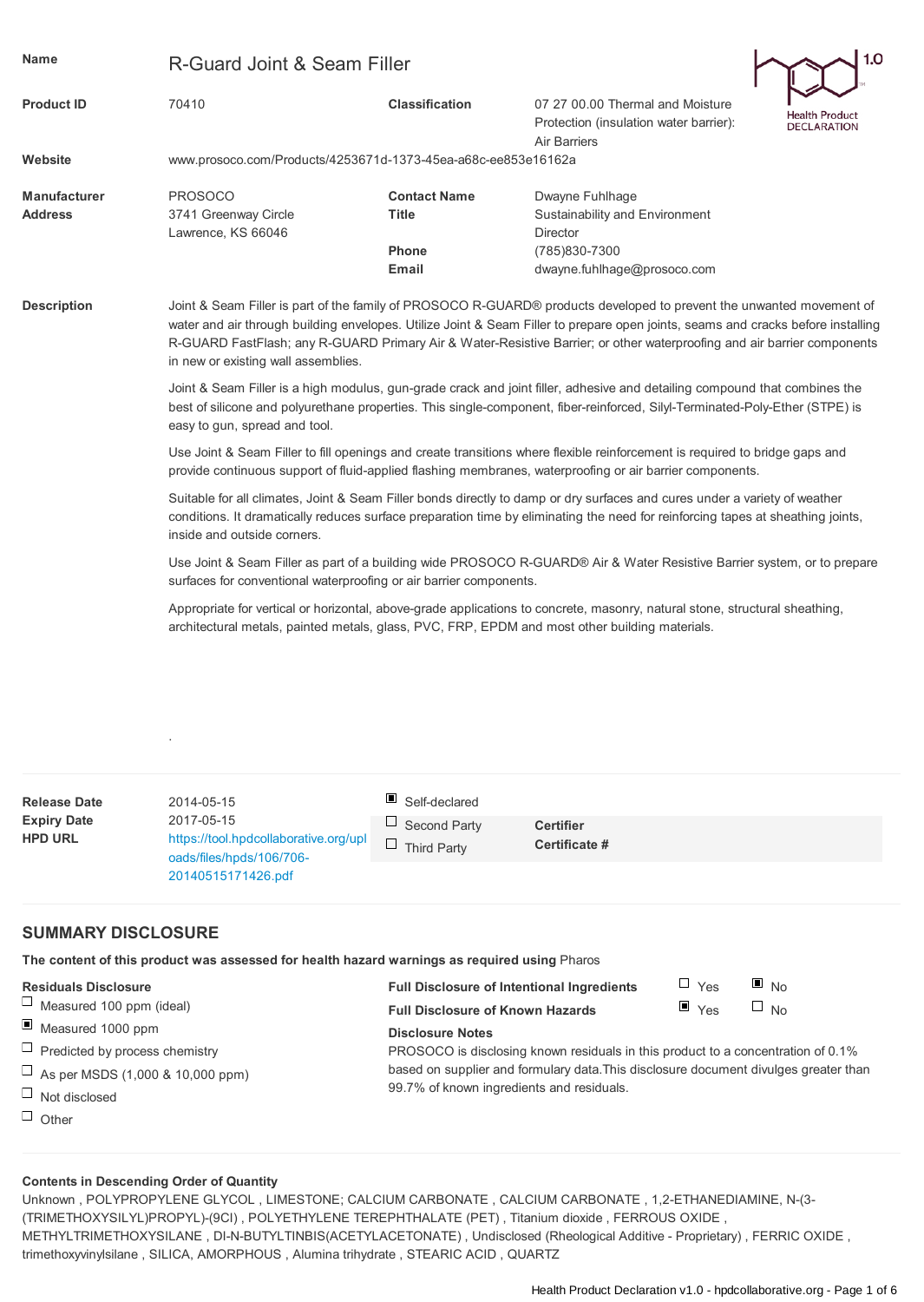| | | | |
|---|---|---|---|
| **Name** | R-Guard Joint & Seam Filler | | |
| **Product ID** | 70410 | **Classification** | 07 27 00.00 Thermal and Moisture Protection (insulation water barrier): Air Barriers |
| **Website** | www.prosoco.com/Products/4253671d-1373-45ea-a68c-ee853e16162a | | |
| **Manufacturer Address** | PROSOCO<br>3741 Greenway Circle<br>Lawrence, KS 66046 | **Contact Name** | Dwayne Fuhlhage |
| | | **Title** | Sustainability and Environment Director |
| | | **Phone** | (785)830-7300 |
| | | **Email** | dwayne.fuhlhage@prosoco.com |

Health Product DECLARATION 1.0

**Description**

Joint & Seam Filler is part of the family of PROSOCO R-GUARD® products developed to prevent the unwanted movement of water and air through building envelopes. Utilize Joint & Seam Filler to prepare open joints, seams and cracks before installing R-GUARD FastFlash; any R-GUARD Primary Air & Water-Resistive Barrier; or other waterproofing and air barrier components in new or existing wall assemblies.

Joint & Seam Filler is a high modulus, gun-grade crack and joint filler, adhesive and detailing compound that combines the best of silicone and polyurethane properties. This single-component, fiber-reinforced, Silyl-Terminated-Poly-Ether (STPE) is easy to gun, spread and tool.

Use Joint & Seam Filler to fill openings and create transitions where flexible reinforcement is required to bridge gaps and provide continuous support of fluid-applied flashing membranes, waterproofing or air barrier components.

Suitable for all climates, Joint & Seam Filler bonds directly to damp or dry surfaces and cures under a variety of weather conditions. It dramatically reduces surface preparation time by eliminating the need for reinforcing tapes at sheathing joints, inside and outside corners.

Use Joint & Seam Filler as part of a building wide PROSOCO R-GUARD® Air & Water Resistive Barrier system, or to prepare surfaces for conventional waterproofing or air barrier components.

Appropriate for vertical or horizontal, above-grade applications to concrete, masonry, natural stone, structural sheathing, architectural metals, painted metals, glass, PVC, FRP, EPDM and most other building materials.

.

| | | | |
|---|---|---|---|
| **Release Date** | 2014-05-15 | ☒ Self-declared | |
| **Expiry Date** | 2017-05-15 | ☐ Second Party | **Certifier** |
| **HPD URL** | https://tool.hpdcollaborative.org/uploads/files/hpds/106/706-20140515171426.pdf | ☐ Third Party | **Certificate #** |

## SUMMARY DISCLOSURE

**The content of this product was assessed for health hazard warnings as required using** Pharos

**Residuals Disclosure**

- ☐ Measured 100 ppm (ideal)
- ☒ Measured 1000 ppm
- ☐ Predicted by process chemistry
- ☐ As per MSDS (1,000 & 10,000 ppm)
- ☐ Not disclosed
- ☐ Other

| | | |
|---|---|---|
| **Full Disclosure of Intentional Ingredients** | ☐ Yes | ☒ No |
| **Full Disclosure of Known Hazards** | ☒ Yes | ☐ No |

**Disclosure Notes**

PROSOCO is disclosing known residuals in this product to a concentration of 0.1% based on supplier and formulary data.This disclosure document divulges greater than 99.7% of known ingredients and residuals.

**Contents in Descending Order of Quantity**

Unknown , POLYPROPYLENE GLYCOL , LIMESTONE; CALCIUM CARBONATE , CALCIUM CARBONATE , 1,2-ETHANEDIAMINE, N-(3-(TRIMETHOXYSILYL)PROPYL)-(9CI) , POLYETHYLENE TEREPHTHALATE (PET) , Titanium dioxide , FERROUS OXIDE , METHYLTRIMETHOXYSILANE , DI-N-BUTYLTINBIS(ACETYLACETONATE) , Undisclosed (Rheological Additive - Proprietary) , FERRIC OXIDE , trimethoxyvinylsilane , SILICA, AMORPHOUS , Alumina trihydrate , STEARIC ACID , QUARTZ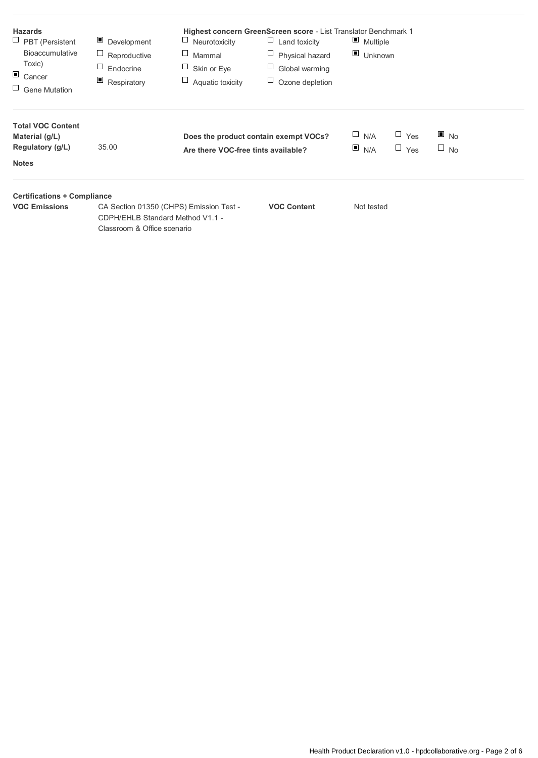**Hazards**

- ☐ PBT (Persistent Bioaccumulative Toxic)
- ■ Cancer
- ☐ Gene Mutation
- ■ Development
- ☐ Reproductive
- ☐ Endocrine
- ■ Respiratory

**Highest concern GreenScreen score** - List Translator Benchmark 1

- ☐ Neurotoxicity
- ☐ Mammal
- ☐ Skin or Eye
- ☐ Aquatic toxicity
- ☐ Land toxicity
- ☐ Physical hazard
- ☐ Global warming
- ☐ Ozone depletion
- ■ Multiple
- ■ Unknown

**Total VOC Content**

**Material (g/L)**

**Regulatory (g/L)** 35.00

**Notes**

| | N/A | Yes | No |
|---|---|---|---|
| **Does the product contain exempt VOCs?** | ☐ | ☐ | ■ |
| **Are there VOC-free tints available?** | ■ | ☐ | ☐ |

**Certifications + Compliance**

| **VOC Emissions** | CA Section 01350 (CHPS) Emission Test - CDPH/EHLB Standard Method V1.1 - Classroom & Office scenario | **VOC Content** | Not tested |
|---|---|---|---|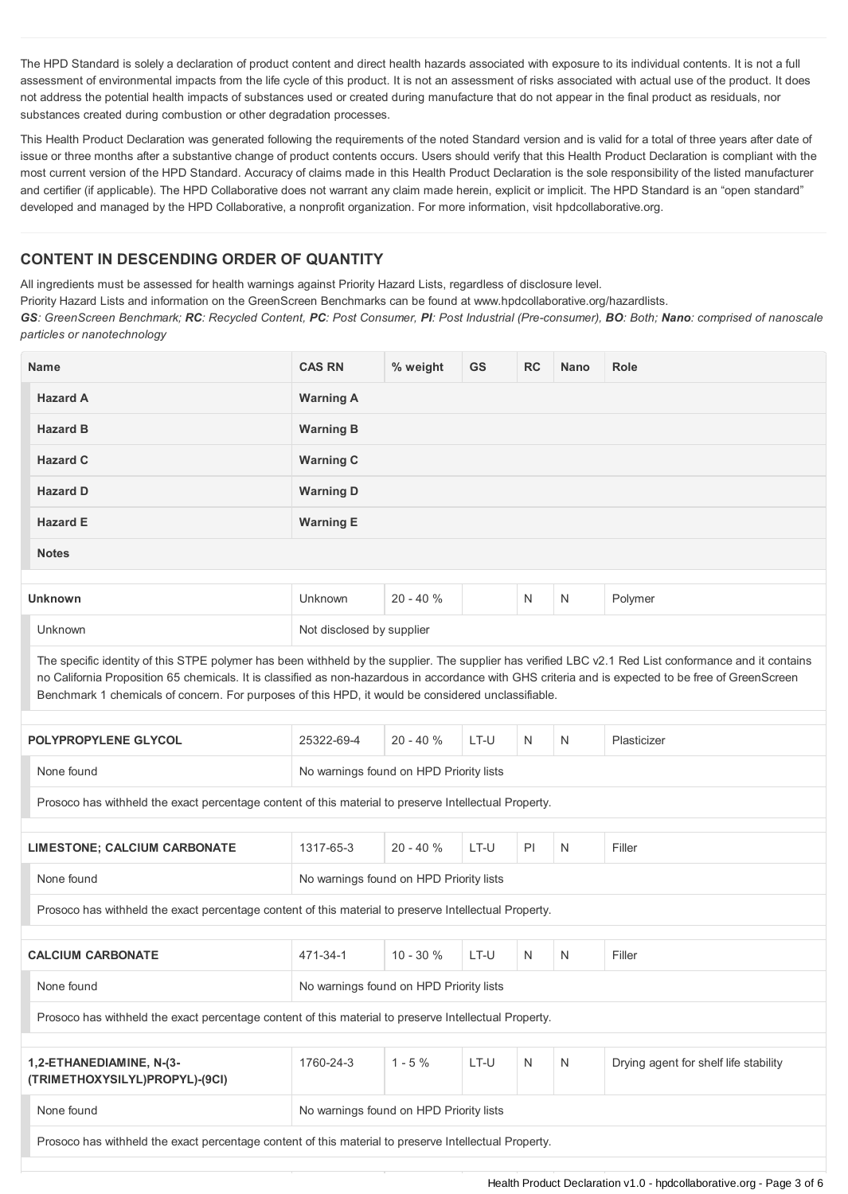The HPD Standard is solely a declaration of product content and direct health hazards associated with exposure to its individual contents. It is not a full assessment of environmental impacts from the life cycle of this product. It is not an assessment of risks associated with actual use of the product. It does not address the potential health impacts of substances used or created during manufacture that do not appear in the final product as residuals, nor substances created during combustion or other degradation processes.

This Health Product Declaration was generated following the requirements of the noted Standard version and is valid for a total of three years after date of issue or three months after a substantive change of product contents occurs. Users should verify that this Health Product Declaration is compliant with the most current version of the HPD Standard. Accuracy of claims made in this Health Product Declaration is the sole responsibility of the listed manufacturer and certifier (if applicable). The HPD Collaborative does not warrant any claim made herein, explicit or implicit. The HPD Standard is an "open standard" developed and managed by the HPD Collaborative, a nonprofit organization. For more information, visit hpdcollaborative.org.

## CONTENT IN DESCENDING ORDER OF QUANTITY

All ingredients must be assessed for health warnings against Priority Hazard Lists, regardless of disclosure level.
Priority Hazard Lists and information on the GreenScreen Benchmarks can be found at www.hpdcollaborative.org/hazardlists.
***GS**: GreenScreen Benchmark; **RC**: Recycled Content, **PC**: Post Consumer, **PI**: Post Industrial (Pre-consumer), **BO**: Both; **Nano**: comprised of nanoscale particles or nanotechnology*

| Name | CAS RN | % weight | GS | RC | Nano | Role |
|---|---|---|---|---|---|---|
| **Hazard A** | **Warning A** | | | | | |
| **Hazard B** | **Warning B** | | | | | |
| **Hazard C** | **Warning C** | | | | | |
| **Hazard D** | **Warning D** | | | | | |
| **Hazard E** | **Warning E** | | | | | |
| **Notes** | | | | | | |

| Name | CAS RN | % weight | GS | RC | Nano | Role |
|---|---|---|---|---|---|---|
| **Unknown** | Unknown | 20 - 40 % | | N | N | Polymer |
| Unknown | Not disclosed by supplier | | | | | |
| The specific identity of this STPE polymer has been withheld by the supplier. The supplier has verified LBC v2.1 Red List conformance and it contains no California Proposition 65 chemicals. It is classified as non-hazardous in accordance with GHS criteria and is expected to be free of GreenScreen Benchmark 1 chemicals of concern. For purposes of this HPD, it would be considered unclassifiable. | | | | | | |
| **POLYPROPYLENE GLYCOL** | 25322-69-4 | 20 - 40 % | LT-U | N | N | Plasticizer |
| None found | No warnings found on HPD Priority lists | | | | | |
| Prosoco has withheld the exact percentage content of this material to preserve Intellectual Property. | | | | | | |
| **LIMESTONE; CALCIUM CARBONATE** | 1317-65-3 | 20 - 40 % | LT-U | PI | N | Filler |
| None found | No warnings found on HPD Priority lists | | | | | |
| Prosoco has withheld the exact percentage content of this material to preserve Intellectual Property. | | | | | | |
| **CALCIUM CARBONATE** | 471-34-1 | 10 - 30 % | LT-U | N | N | Filler |
| None found | No warnings found on HPD Priority lists | | | | | |
| Prosoco has withheld the exact percentage content of this material to preserve Intellectual Property. | | | | | | |
| **1,2-ETHANEDIAMINE, N-(3-(TRIMETHOXYSILYL)PROPYL)-(9CI)** | 1760-24-3 | 1 - 5 % | LT-U | N | N | Drying agent for shelf life stability |
| None found | No warnings found on HPD Priority lists | | | | | |
| Prosoco has withheld the exact percentage content of this material to preserve Intellectual Property. | | | | | | |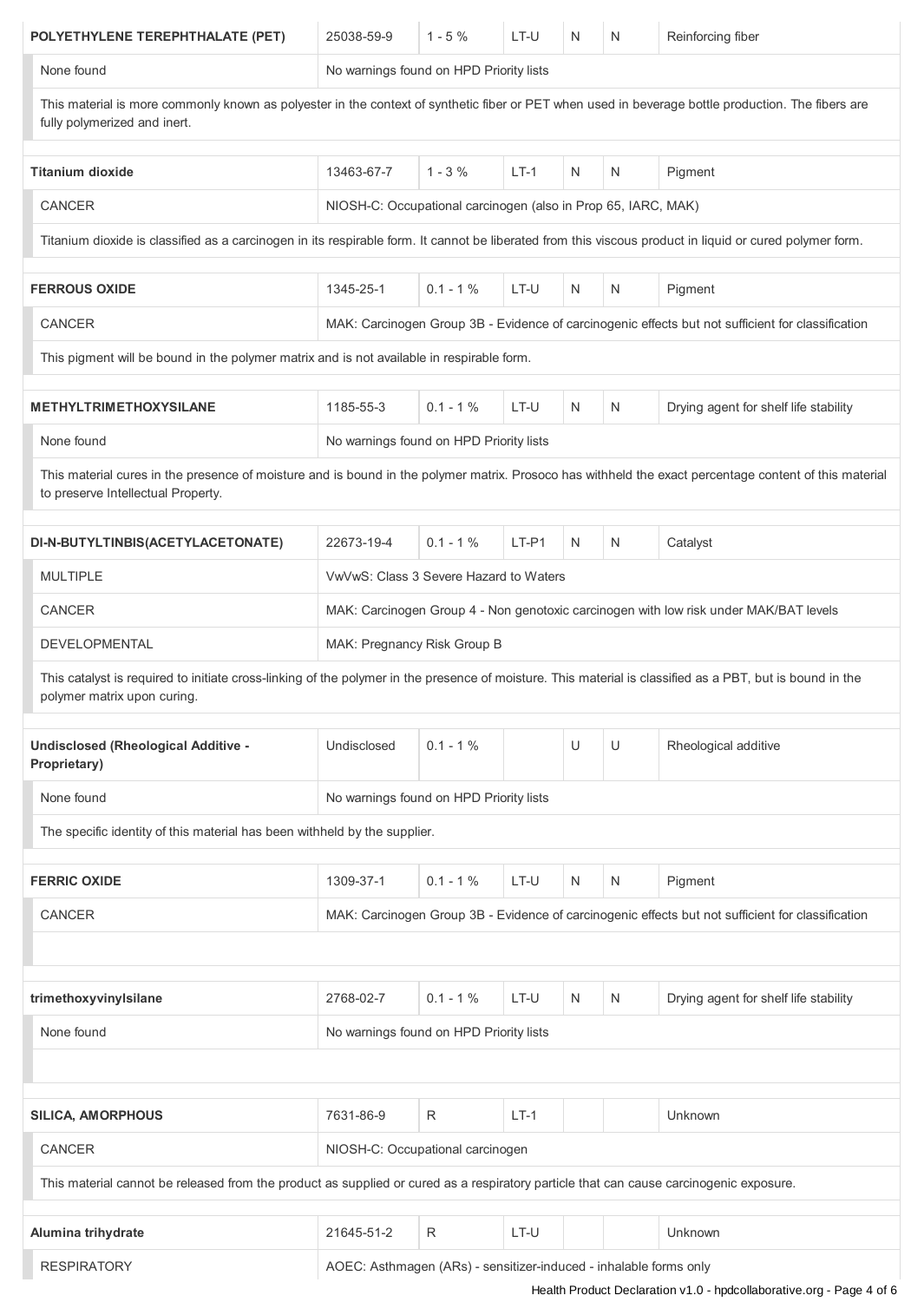| | | | | | | |
|---|---|---|---|---|---|---|
| **POLYETHYLENE TEREPHTHALATE (PET)** | 25038-59-9 | 1 - 5 % | LT-U | N | N | Reinforcing fiber |
| None found | No warnings found on HPD Priority lists | | | | | |
| This material is more commonly known as polyester in the context of synthetic fiber or PET when used in beverage bottle production. The fibers are fully polymerized and inert. | | | | | | |
| **Titanium dioxide** | 13463-67-7 | 1 - 3 % | LT-1 | N | N | Pigment |
| CANCER | NIOSH-C: Occupational carcinogen (also in Prop 65, IARC, MAK) | | | | | |
| Titanium dioxide is classified as a carcinogen in its respirable form. It cannot be liberated from this viscous product in liquid or cured polymer form. | | | | | | |
| **FERROUS OXIDE** | 1345-25-1 | 0.1 - 1 % | LT-U | N | N | Pigment |
| CANCER | MAK: Carcinogen Group 3B - Evidence of carcinogenic effects but not sufficient for classification | | | | | |
| This pigment will be bound in the polymer matrix and is not available in respirable form. | | | | | | |
| **METHYLTRIMETHOXYSILANE** | 1185-55-3 | 0.1 - 1 % | LT-U | N | N | Drying agent for shelf life stability |
| None found | No warnings found on HPD Priority lists | | | | | |
| This material cures in the presence of moisture and is bound in the polymer matrix. Prosoco has withheld the exact percentage content of this material to preserve Intellectual Property. | | | | | | |
| **DI-N-BUTYLTINBIS(ACETYLACETONATE)** | 22673-19-4 | 0.1 - 1 % | LT-P1 | N | N | Catalyst |
| MULTIPLE | VwVwS: Class 3 Severe Hazard to Waters | | | | | |
| CANCER | MAK: Carcinogen Group 4 - Non genotoxic carcinogen with low risk under MAK/BAT levels | | | | | |
| DEVELOPMENTAL | MAK: Pregnancy Risk Group B | | | | | |
| This catalyst is required to initiate cross-linking of the polymer in the presence of moisture. This material is classified as a PBT, but is bound in the polymer matrix upon curing. | | | | | | |
| **Undisclosed (Rheological Additive - Proprietary)** | Undisclosed | 0.1 - 1 % | | U | U | Rheological additive |
| None found | No warnings found on HPD Priority lists | | | | | |
| The specific identity of this material has been withheld by the supplier. | | | | | | |
| **FERRIC OXIDE** | 1309-37-1 | 0.1 - 1 % | LT-U | N | N | Pigment |
| CANCER | MAK: Carcinogen Group 3B - Evidence of carcinogenic effects but not sufficient for classification | | | | | |
| **trimethoxyvinylsilane** | 2768-02-7 | 0.1 - 1 % | LT-U | N | N | Drying agent for shelf life stability |
| None found | No warnings found on HPD Priority lists | | | | | |
| **SILICA, AMORPHOUS** | 7631-86-9 | R | LT-1 | | | Unknown |
| CANCER | NIOSH-C: Occupational carcinogen | | | | | |
| This material cannot be released from the product as supplied or cured as a respiratory particle that can cause carcinogenic exposure. | | | | | | |
| **Alumina trihydrate** | 21645-51-2 | R | LT-U | | | Unknown |
| RESPIRATORY | AOEC: Asthmagen (ARs) - sensitizer-induced - inhalable forms only | | | | | |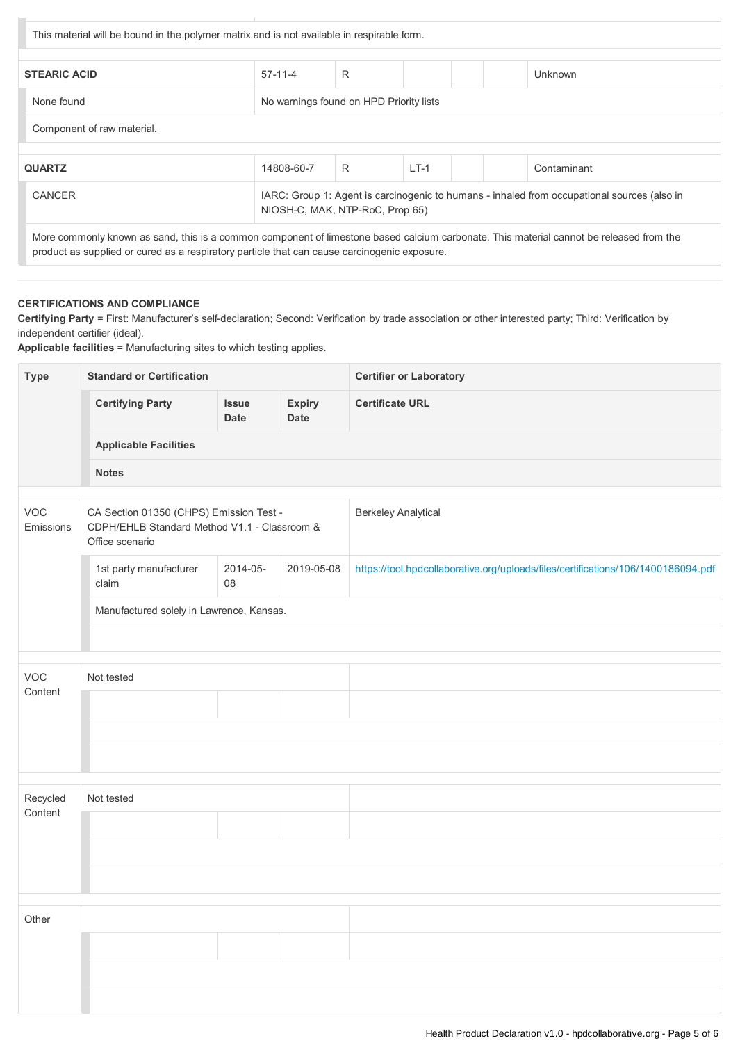This material will be bound in the polymer matrix and is not available in respirable form.

| STEARIC ACID | 57-11-4 | R | | | | Unknown |
|---|---|---|---|---|---|---|
| None found | No warnings found on HPD Priority lists | | | | | |
| Component of raw material. | | | | | | |

| QUARTZ | 14808-60-7 | R | LT-1 | | | Contaminant |
|---|---|---|---|---|---|---|
| CANCER | IARC: Group 1: Agent is carcinogenic to humans - inhaled from occupational sources (also in NIOSH-C, MAK, NTP-RoC, Prop 65) | | | | | |
| More commonly known as sand, this is a common component of limestone based calcium carbonate. This material cannot be released from the product as supplied or cured as a respiratory particle that can cause carcinogenic exposure. | | | | | | |

**CERTIFICATIONS AND COMPLIANCE**

**Certifying Party** = First: Manufacturer's self-declaration; Second: Verification by trade association or other interested party; Third: Verification by independent certifier (ideal).
**Applicable facilities** = Manufacturing sites to which testing applies.

| Type | Standard or Certification | | | Certifier or Laboratory |
|---|---|---|---|---|
| | Certifying Party | Issue Date | Expiry Date | Certificate URL |
| | Applicable Facilities | | | |
| | Notes | | | |
| VOC Emissions | CA Section 01350 (CHPS) Emission Test - CDPH/EHLB Standard Method V1.1 - Classroom & Office scenario | | | Berkeley Analytical |
| | 1st party manufacturer claim | 2014-05-08 | 2019-05-08 | https://tool.hpdcollaborative.org/uploads/files/certifications/106/1400186094.pdf |
| | Manufactured solely in Lawrence, Kansas. | | | |
| | | | | |
| VOC Content | Not tested | | | |
| | | | | |
| | | | | |
| | | | | |
| Recycled Content | Not tested | | | |
| | | | | |
| | | | | |
| | | | | |
| Other | | | | |
| | | | | |
| | | | | |
| | | | | |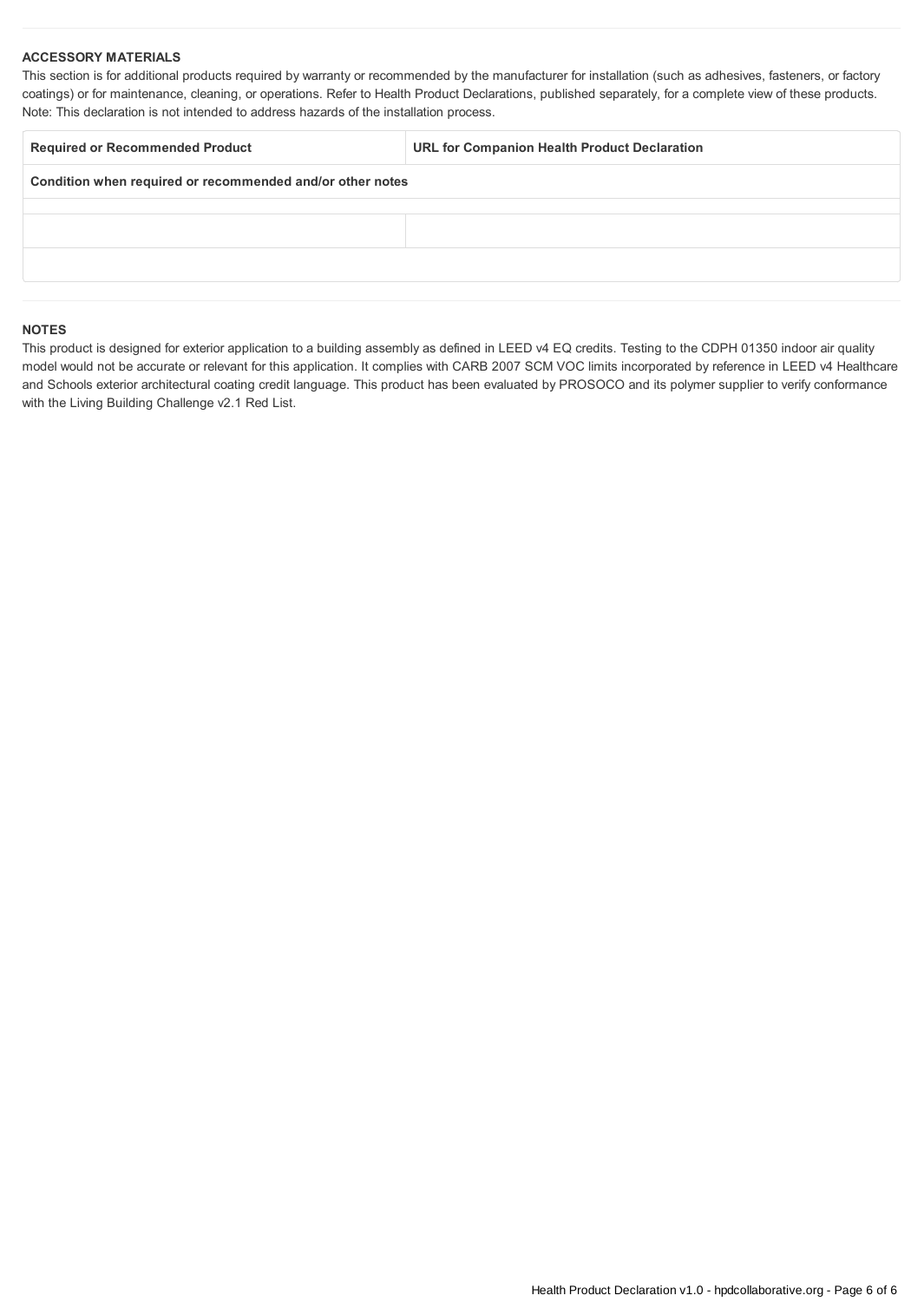### ACCESSORY MATERIALS

This section is for additional products required by warranty or recommended by the manufacturer for installation (such as adhesives, fasteners, or factory coatings) or for maintenance, cleaning, or operations. Refer to Health Product Declarations, published separately, for a complete view of these products. Note: This declaration is not intended to address hazards of the installation process.

| Required or Recommended Product | URL for Companion Health Product Declaration |
|---|---|
| **Condition when required or recommended and/or other notes** | |
| | |
| | |
| | |

### NOTES

This product is designed for exterior application to a building assembly as defined in LEED v4 EQ credits. Testing to the CDPH 01350 indoor air quality model would not be accurate or relevant for this application. It complies with CARB 2007 SCM VOC limits incorporated by reference in LEED v4 Healthcare and Schools exterior architectural coating credit language. This product has been evaluated by PROSOCO and its polymer supplier to verify conformance with the Living Building Challenge v2.1 Red List.